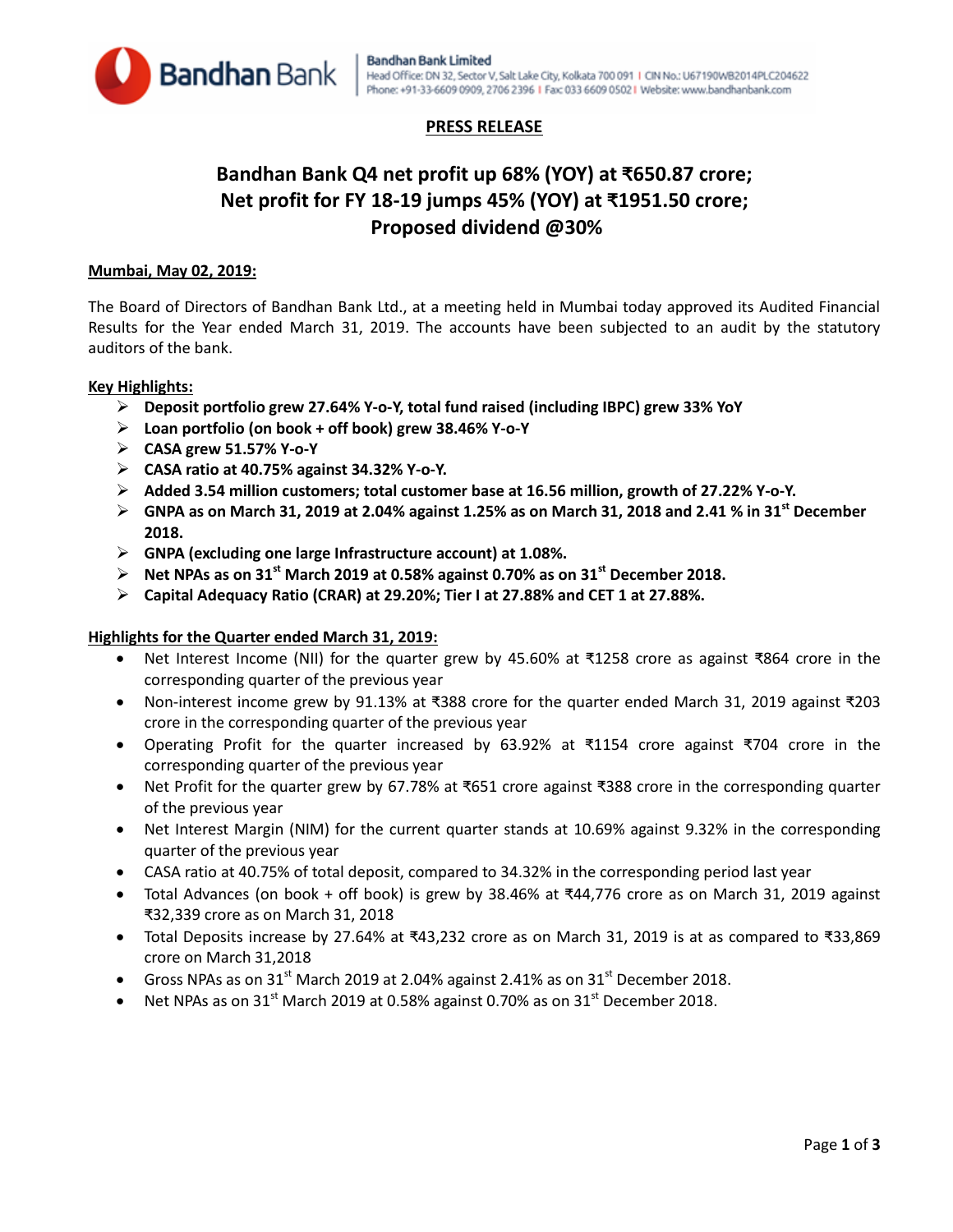Bandhan Bank

**Bandhan Bank Limited**
Head Office: DN 32, Sector V, Salt Lake City, Kolkata 700 091 | CIN No.: U67190WB2014PLC204622
Phone: +91-33-6609 0909, 2706 2396 | Fax: 033 6609 0502 | Website: www.bandhanbank.com

**PRESS RELEASE**

# Bandhan Bank Q4 net profit up 68% (YOY) at ₹650.87 crore; Net profit for FY 18-19 jumps 45% (YOY) at ₹1951.50 crore; Proposed dividend @30%

**Mumbai, May 02, 2019:**

The Board of Directors of Bandhan Bank Ltd., at a meeting held in Mumbai today approved its Audited Financial Results for the Year ended March 31, 2019. The accounts have been subjected to an audit by the statutory auditors of the bank.

**Key Highlights:**

- **Deposit portfolio grew 27.64% Y-o-Y, total fund raised (including IBPC) grew 33% YoY**
- **Loan portfolio (on book + off book) grew 38.46% Y-o-Y**
- **CASA grew 51.57% Y-o-Y**
- **CASA ratio at 40.75% against 34.32% Y-o-Y.**
- **Added 3.54 million customers; total customer base at 16.56 million, growth of 27.22% Y-o-Y.**
- **GNPA as on March 31, 2019 at 2.04% against 1.25% as on March 31, 2018 and 2.41 % in 31st December 2018.**
- **GNPA (excluding one large Infrastructure account) at 1.08%.**
- **Net NPAs as on 31st March 2019 at 0.58% against 0.70% as on 31st December 2018.**
- **Capital Adequacy Ratio (CRAR) at 29.20%; Tier I at 27.88% and CET 1 at 27.88%.**

**Highlights for the Quarter ended March 31, 2019:**

- Net Interest Income (NII) for the quarter grew by 45.60% at ₹1258 crore as against ₹864 crore in the corresponding quarter of the previous year
- Non-interest income grew by 91.13% at ₹388 crore for the quarter ended March 31, 2019 against ₹203 crore in the corresponding quarter of the previous year
- Operating Profit for the quarter increased by 63.92% at ₹1154 crore against ₹704 crore in the corresponding quarter of the previous year
- Net Profit for the quarter grew by 67.78% at ₹651 crore against ₹388 crore in the corresponding quarter of the previous year
- Net Interest Margin (NIM) for the current quarter stands at 10.69% against 9.32% in the corresponding quarter of the previous year
- CASA ratio at 40.75% of total deposit, compared to 34.32% in the corresponding period last year
- Total Advances (on book + off book) is grew by 38.46% at ₹44,776 crore as on March 31, 2019 against ₹32,339 crore as on March 31, 2018
- Total Deposits increase by 27.64% at ₹43,232 crore as on March 31, 2019 is at as compared to ₹33,869 crore on March 31,2018
- Gross NPAs as on 31st March 2019 at 2.04% against 2.41% as on 31st December 2018.
- Net NPAs as on 31st March 2019 at 0.58% against 0.70% as on 31st December 2018.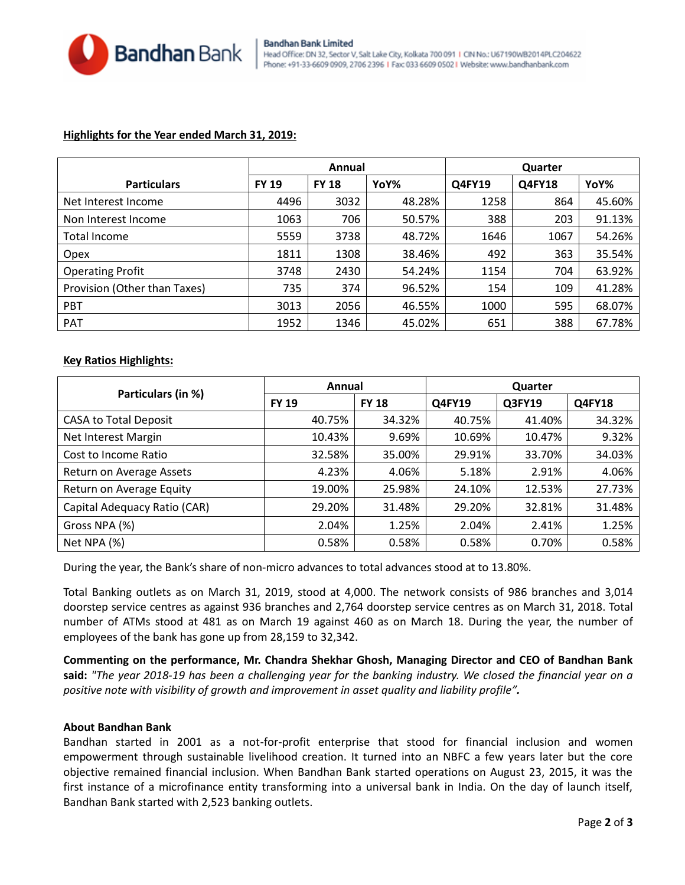## Highlights for the Year ended March 31, 2019:

| Particulars | Annual | | | Quarter | | |
|---|---|---|---|---|---|---|
| | FY 19 | FY 18 | YoY% | Q4FY19 | Q4FY18 | YoY% |
| Net Interest Income | 4496 | 3032 | 48.28% | 1258 | 864 | 45.60% |
| Non Interest Income | 1063 | 706 | 50.57% | 388 | 203 | 91.13% |
| Total Income | 5559 | 3738 | 48.72% | 1646 | 1067 | 54.26% |
| Opex | 1811 | 1308 | 38.46% | 492 | 363 | 35.54% |
| Operating Profit | 3748 | 2430 | 54.24% | 1154 | 704 | 63.92% |
| Provision (Other than Taxes) | 735 | 374 | 96.52% | 154 | 109 | 41.28% |
| PBT | 3013 | 2056 | 46.55% | 1000 | 595 | 68.07% |
| PAT | 1952 | 1346 | 45.02% | 651 | 388 | 67.78% |

## Key Ratios Highlights:

| Particulars (in %) | Annual | | Quarter | | |
|---|---|---|---|---|---|
| | FY 19 | FY 18 | Q4FY19 | Q3FY19 | Q4FY18 |
| CASA to Total Deposit | 40.75% | 34.32% | 40.75% | 41.40% | 34.32% |
| Net Interest Margin | 10.43% | 9.69% | 10.69% | 10.47% | 9.32% |
| Cost to Income Ratio | 32.58% | 35.00% | 29.91% | 33.70% | 34.03% |
| Return on Average Assets | 4.23% | 4.06% | 5.18% | 2.91% | 4.06% |
| Return on Average Equity | 19.00% | 25.98% | 24.10% | 12.53% | 27.73% |
| Capital Adequacy Ratio (CAR) | 29.20% | 31.48% | 29.20% | 32.81% | 31.48% |
| Gross NPA (%) | 2.04% | 1.25% | 2.04% | 2.41% | 1.25% |
| Net NPA (%) | 0.58% | 0.58% | 0.58% | 0.70% | 0.58% |

During the year, the Bank's share of non-micro advances to total advances stood at to 13.80%.

Total Banking outlets as on March 31, 2019, stood at 4,000. The network consists of 986 branches and 3,014 doorstep service centres as against 936 branches and 2,764 doorstep service centres as on March 31, 2018. Total number of ATMs stood at 481 as on March 19 against 460 as on March 18. During the year, the number of employees of the bank has gone up from 28,159 to 32,342.

**Commenting on the performance, Mr. Chandra Shekhar Ghosh, Managing Director and CEO of Bandhan Bank said:** *"The year 2018-19 has been a challenging year for the banking industry. We closed the financial year on a positive note with visibility of growth and improvement in asset quality and liability profile"***.**

### About Bandhan Bank

Bandhan started in 2001 as a not-for-profit enterprise that stood for financial inclusion and women empowerment through sustainable livelihood creation. It turned into an NBFC a few years later but the core objective remained financial inclusion. When Bandhan Bank started operations on August 23, 2015, it was the first instance of a microfinance entity transforming into a universal bank in India. On the day of launch itself, Bandhan Bank started with 2,523 banking outlets.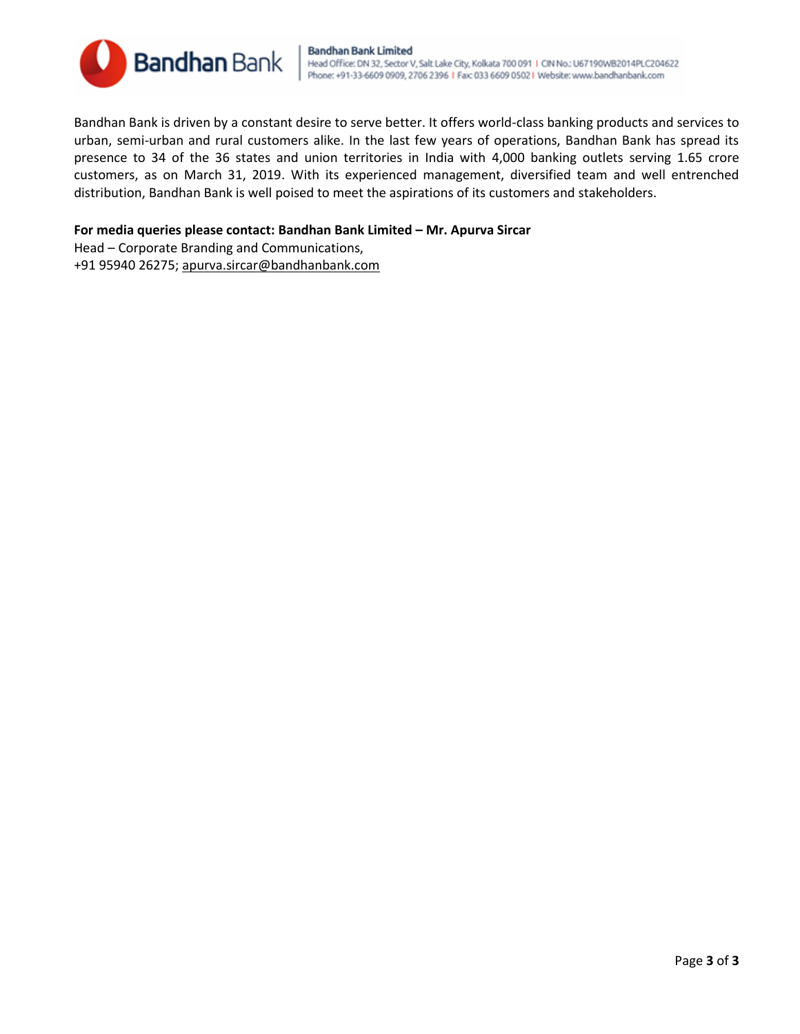Bandhan Bank is driven by a constant desire to serve better. It offers world-class banking products and services to urban, semi-urban and rural customers alike. In the last few years of operations, Bandhan Bank has spread its presence to 34 of the 36 states and union territories in India with 4,000 banking outlets serving 1.65 crore customers, as on March 31, 2019. With its experienced management, diversified team and well entrenched distribution, Bandhan Bank is well poised to meet the aspirations of its customers and stakeholders.

**For media queries please contact: Bandhan Bank Limited – Mr. Apurva Sircar**
Head – Corporate Branding and Communications,
+91 95940 26275; apurva.sircar@bandhanbank.com